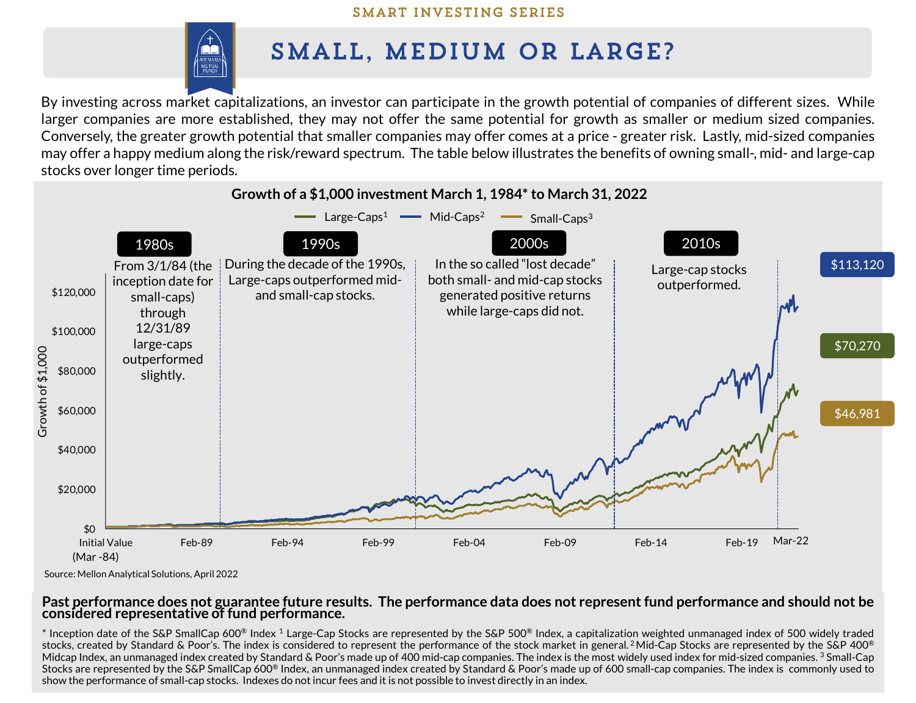SMART INVESTING SERIES

# SMALL, MEDIUM OR LARGE?

By investing across market capitalizations, an investor can participate in the growth potential of companies of different sizes. While larger companies are more established, they may not offer the same potential for growth as smaller or medium sized companies. Conversely, the greater growth potential that smaller companies may offer comes at a price - greater risk. Lastly, mid-sized companies may offer a happy medium along the risk/reward spectrum. The table below illustrates the benefits of owning small-, mid- and large-cap stocks over longer time periods.

**Growth of a $1,000 investment March 1, 1984* to March 31, 2022**

Large-Caps[1] — Mid-Caps[2] — Small-Caps[3]

**1980s**: From 3/1/84 (the inception date for small-caps) through 12/31/89 large-caps outperformed slightly.

**1990s**: During the decade of the 1990s, Large-caps outperformed mid- and small-cap stocks.

**2000s**: In the so called "lost decade" both small- and mid-cap stocks generated positive returns while large-caps did not.

**2010s**: Large-cap stocks outperformed.

Ending values: Mid-Caps $113,120; Large-Caps $70,270; Small-Caps $46,981

Source: Mellon Analytical Solutions, April 2022

**Past performance does not guarantee future results. The performance data does not represent fund performance and should not be considered representative of fund performance.**

\* Inception date of the S&P SmallCap 600® Index [1] Large-Cap Stocks are represented by the S&P 500® Index, a capitalization weighted unmanaged index of 500 widely traded stocks, created by Standard & Poor's. The index is considered to represent the performance of the stock market in general. [2] Mid-Cap Stocks are represented by the S&P 400® Midcap Index, an unmanaged index created by Standard & Poor's made up of 400 mid-cap companies. The index is the most widely used index for mid-sized companies. [3] Small-Cap Stocks are represented by the S&P SmallCap 600® Index, an unmanaged index created by Standard & Poor's made up of 600 small-cap companies. The index is commonly used to show the performance of small-cap stocks. Indexes do not incur fees and it is not possible to invest directly in an index.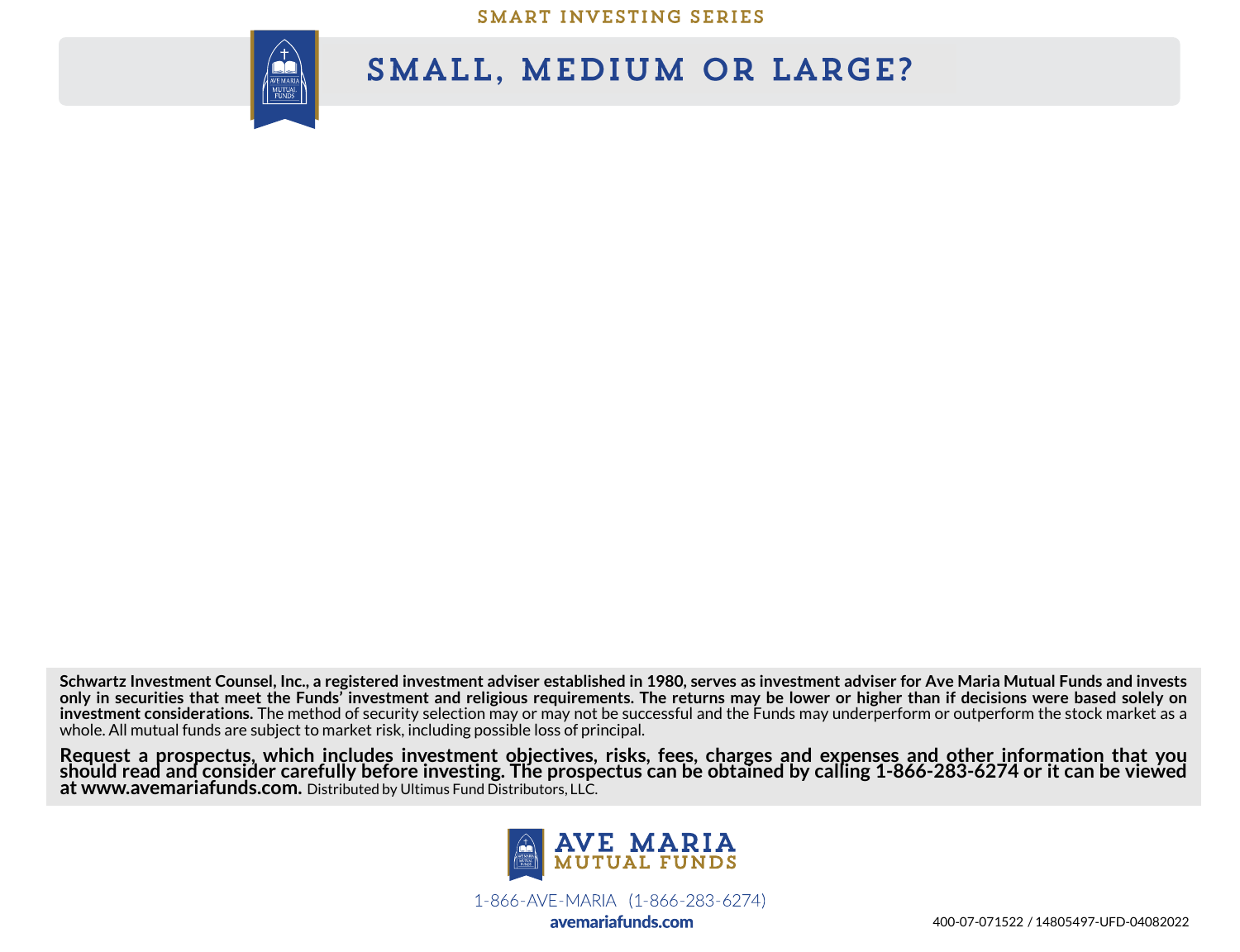SMART INVESTING SERIES

# SMALL, MEDIUM OR LARGE?

**Schwartz Investment Counsel, Inc., a registered investment adviser established in 1980, serves as investment adviser for Ave Maria Mutual Funds and invests only in securities that meet the Funds' investment and religious requirements. The returns may be lower or higher than if decisions were based solely on investment considerations.** The method of security selection may or may not be successful and the Funds may underperform or outperform the stock market as a whole. All mutual funds are subject to market risk, including possible loss of principal.

**Request a prospectus, which includes investment objectives, risks, fees, charges and expenses and other information that you should read and consider carefully before investing. The prospectus can be obtained by calling 1-866-283-6274 or it can be viewed at www.avemariafunds.com.** Distributed by Ultimus Fund Distributors, LLC.

AVE MARIA
MUTUAL FUNDS

1-866-AVE-MARIA (1-866-283-6274)

**avemariafunds.com**

400-07-071522 / 14805497-UFD-04082022